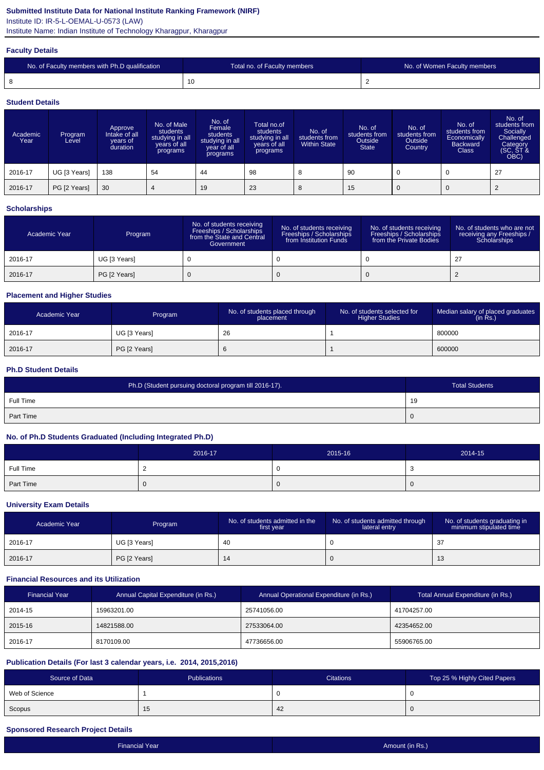**Submitted Institute Data for National Institute Ranking Framework (NIRF)**

Institute ID: IR-5-L-OEMAL-U-0573 (LAW)

Institute Name: Indian Institute of Technology Kharagpur, Kharagpur

### Faculty Details

| No. of Faculty members with Ph.D qualification | Total no. of Faculty members | No. of Women Faculty members |
|---|---|---|
| 8 | 10 | 2 |

### Student Details

| Academic Year | Program Level | Approve Intake of all years of duration | No. of Male students studying in all years of all programs | No. of Female students studying in all year of all programs | Total no.of students studying in all years of all programs | No. of students from Within State | No. of students from Outside State | No. of students from Outside Country | No. of students from Economically Backward Class | No. of students from Socially Challenged Category (SC, ST & OBC) |
|---|---|---|---|---|---|---|---|---|---|---|
| 2016-17 | UG [3 Years] | 138 | 54 | 44 | 98 | 8 | 90 | 0 | 0 | 27 |
| 2016-17 | PG [2 Years] | 30 | 4 | 19 | 23 | 8 | 15 | 0 | 0 | 2 |

### Scholarships

| Academic Year | Program | No. of students receiving Freeships / Scholarships from the State and Central Government | No. of students receiving Freeships / Scholarships from Institution Funds | No. of students receiving Freeships / Scholarships from the Private Bodies | No. of students who are not receiving any Freeships / Scholarships |
|---|---|---|---|---|---|
| 2016-17 | UG [3 Years] | 0 | 0 | 0 | 27 |
| 2016-17 | PG [2 Years] | 0 | 0 | 0 | 2 |

### Placement and Higher Studies

| Academic Year | Program | No. of students placed through placement | No. of students selected for Higher Studies | Median salary of placed graduates (in Rs.) |
|---|---|---|---|---|
| 2016-17 | UG [3 Years] | 26 | 1 | 800000 |
| 2016-17 | PG [2 Years] | 6 | 1 | 600000 |

### Ph.D Student Details

| Ph.D (Student pursuing doctoral program till 2016-17). | Total Students |
|---|---|
| Full Time | 19 |
| Part Time | 0 |

### No. of Ph.D Students Graduated (Including Integrated Ph.D)

| | 2016-17 | 2015-16 | 2014-15 |
|---|---|---|---|
| Full Time | 2 | 0 | 3 |
| Part Time | 0 | 0 | 0 |

### University Exam Details

| Academic Year | Program | No. of students admitted in the first year | No. of students admitted through lateral entry | No. of students graduating in minimum stipulated time |
|---|---|---|---|---|
| 2016-17 | UG [3 Years] | 40 | 0 | 37 |
| 2016-17 | PG [2 Years] | 14 | 0 | 13 |

### Financial Resources and its Utilization

| Financial Year | Annual Capital Expenditure (in Rs.) | Annual Operational Expenditure (in Rs.) | Total Annual Expenditure (in Rs.) |
|---|---|---|---|
| 2014-15 | 15963201.00 | 25741056.00 | 41704257.00 |
| 2015-16 | 14821588.00 | 27533064.00 | 42354652.00 |
| 2016-17 | 8170109.00 | 47736656.00 | 55906765.00 |

### Publication Details (For last 3 calendar years, i.e. 2014, 2015,2016)

| Source of Data | Publications | Citations | Top 25 % Highly Cited Papers |
|---|---|---|---|
| Web of Science | 1 | 0 | 0 |
| Scopus | 15 | 42 | 0 |

### Sponsored Research Project Details

| Financial Year | Amount (in Rs.) |
|---|---|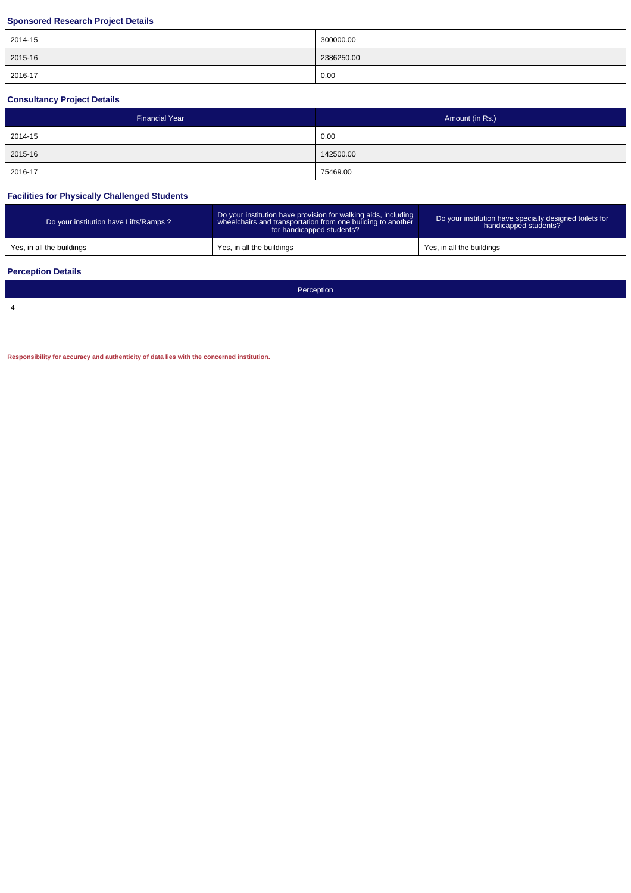### Sponsored Research Project Details

| | |
|---|---|
| 2014-15 | 300000.00 |
| 2015-16 | 2386250.00 |
| 2016-17 | 0.00 |

### Consultancy Project Details

| Financial Year | Amount (in Rs.) |
|---|---|
| 2014-15 | 0.00 |
| 2015-16 | 142500.00 |
| 2016-17 | 75469.00 |

### Facilities for Physically Challenged Students

| Do your institution have Lifts/Ramps ? | Do your institution have provision for walking aids, including wheelchairs and transportation from one building to another for handicapped students? | Do your institution have specially designed toilets for handicapped students? |
|---|---|---|
| Yes, in all the buildings | Yes, in all the buildings | Yes, in all the buildings |

### Perception Details

| Perception |
|---|
| 4 |

**Responsibility for accuracy and authenticity of data lies with the concerned institution.**